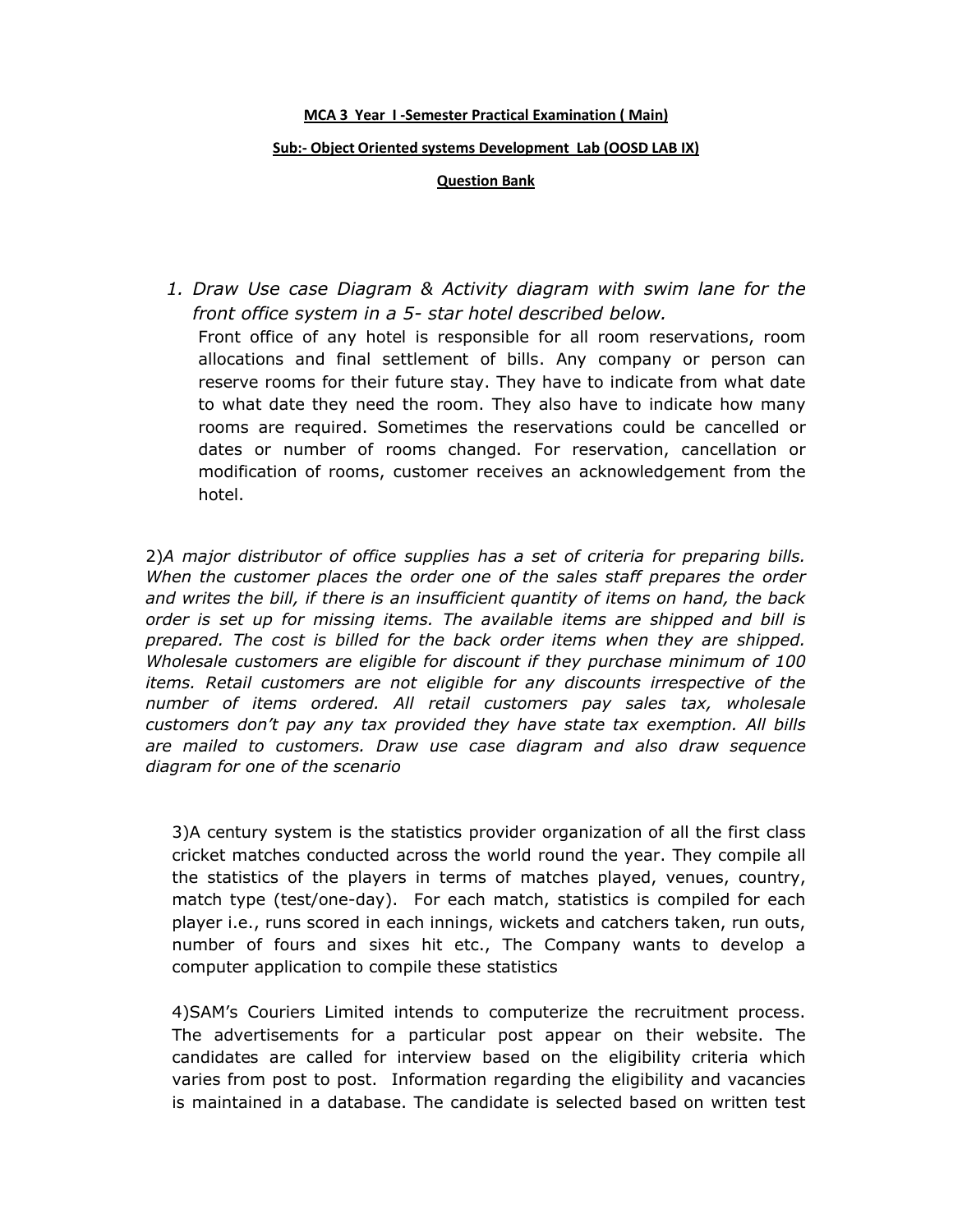**MCA 3 Year I -Semester Practical Examination ( Main)**

**Sub:- Object Oriented systems Development Lab (OOSD LAB IX)**

**Question Bank**

1. *Draw Use case Diagram & Activity diagram with swim lane for the front office system in a 5- star hotel described below.*

   Front office of any hotel is responsible for all room reservations, room allocations and final settlement of bills. Any company or person can reserve rooms for their future stay. They have to indicate from what date to what date they need the room. They also have to indicate how many rooms are required. Sometimes the reservations could be cancelled or dates or number of rooms changed. For reservation, cancellation or modification of rooms, customer receives an acknowledgement from the hotel.

2)*A major distributor of office supplies has a set of criteria for preparing bills. When the customer places the order one of the sales staff prepares the order and writes the bill, if there is an insufficient quantity of items on hand, the back order is set up for missing items. The available items are shipped and bill is prepared. The cost is billed for the back order items when they are shipped. Wholesale customers are eligible for discount if they purchase minimum of 100 items. Retail customers are not eligible for any discounts irrespective of the number of items ordered. All retail customers pay sales tax, wholesale customers don't pay any tax provided they have state tax exemption. All bills are mailed to customers. Draw use case diagram and also draw sequence diagram for one of the scenario*

3)A century system is the statistics provider organization of all the first class cricket matches conducted across the world round the year. They compile all the statistics of the players in terms of matches played, venues, country, match type (test/one-day). For each match, statistics is compiled for each player i.e., runs scored in each innings, wickets and catchers taken, run outs, number of fours and sixes hit etc., The Company wants to develop a computer application to compile these statistics

4)SAM's Couriers Limited intends to computerize the recruitment process. The advertisements for a particular post appear on their website. The candidates are called for interview based on the eligibility criteria which varies from post to post. Information regarding the eligibility and vacancies is maintained in a database. The candidate is selected based on written test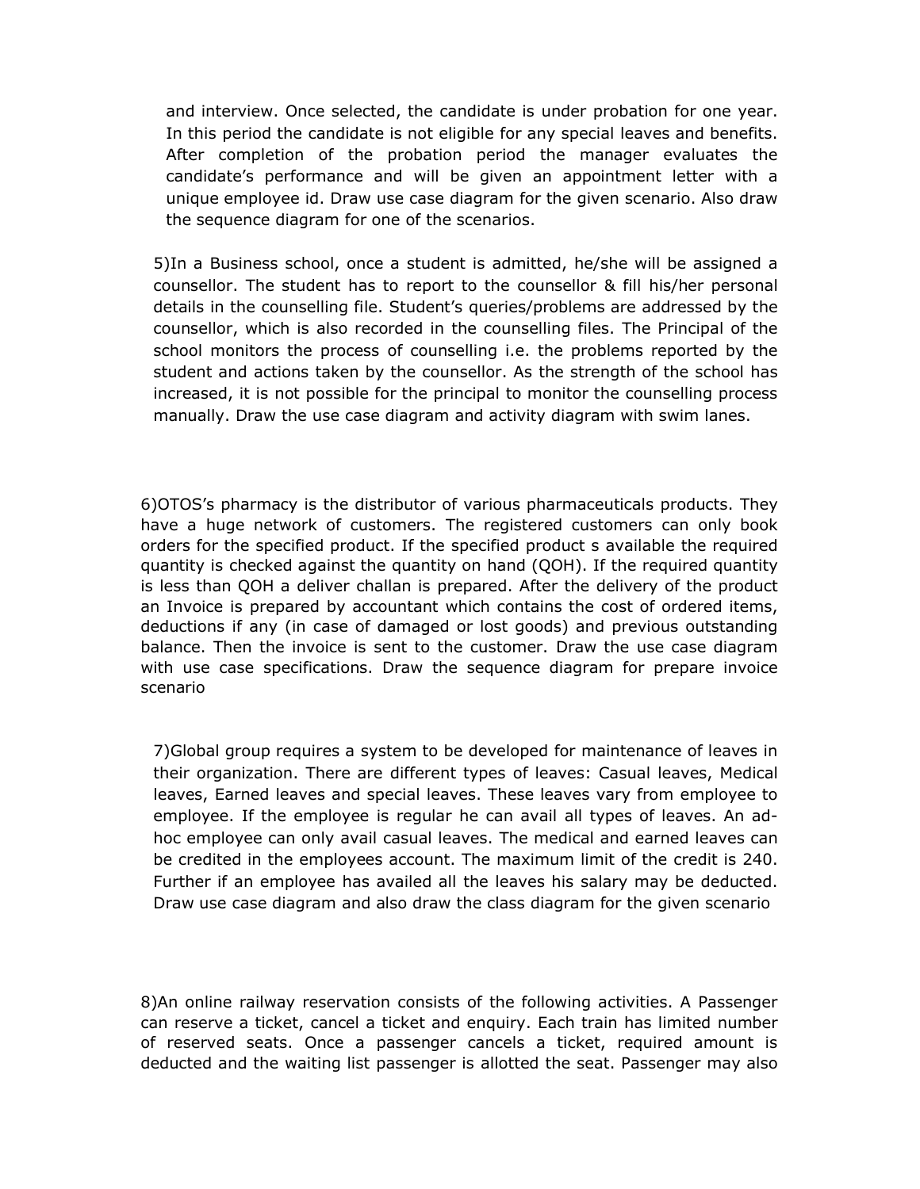and interview. Once selected, the candidate is under probation for one year. In this period the candidate is not eligible for any special leaves and benefits. After completion of the probation period the manager evaluates the candidate's performance and will be given an appointment letter with a unique employee id. Draw use case diagram for the given scenario. Also draw the sequence diagram for one of the scenarios.

5)In a Business school, once a student is admitted, he/she will be assigned a counsellor. The student has to report to the counsellor & fill his/her personal details in the counselling file. Student's queries/problems are addressed by the counsellor, which is also recorded in the counselling files. The Principal of the school monitors the process of counselling i.e. the problems reported by the student and actions taken by the counsellor. As the strength of the school has increased, it is not possible for the principal to monitor the counselling process manually. Draw the use case diagram and activity diagram with swim lanes.

6)OTOS's pharmacy is the distributor of various pharmaceuticals products. They have a huge network of customers. The registered customers can only book orders for the specified product. If the specified product s available the required quantity is checked against the quantity on hand (QOH). If the required quantity is less than QOH a deliver challan is prepared. After the delivery of the product an Invoice is prepared by accountant which contains the cost of ordered items, deductions if any (in case of damaged or lost goods) and previous outstanding balance. Then the invoice is sent to the customer. Draw the use case diagram with use case specifications. Draw the sequence diagram for prepare invoice scenario

7)Global group requires a system to be developed for maintenance of leaves in their organization. There are different types of leaves: Casual leaves, Medical leaves, Earned leaves and special leaves. These leaves vary from employee to employee. If the employee is regular he can avail all types of leaves. An ad-hoc employee can only avail casual leaves. The medical and earned leaves can be credited in the employees account. The maximum limit of the credit is 240. Further if an employee has availed all the leaves his salary may be deducted. Draw use case diagram and also draw the class diagram for the given scenario

8)An online railway reservation consists of the following activities. A Passenger can reserve a ticket, cancel a ticket and enquiry. Each train has limited number of reserved seats. Once a passenger cancels a ticket, required amount is deducted and the waiting list passenger is allotted the seat. Passenger may also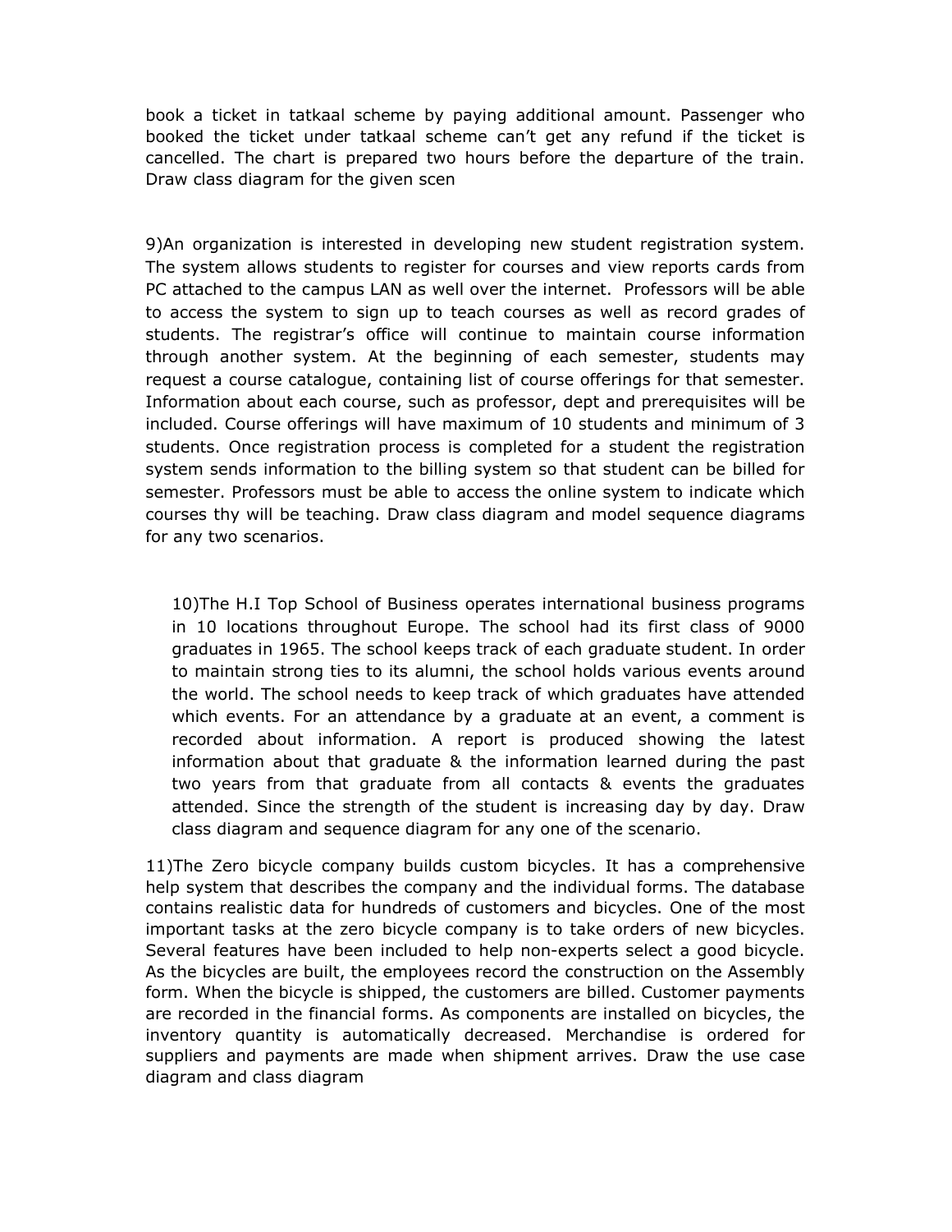book a ticket in tatkaal scheme by paying additional amount. Passenger who booked the ticket under tatkaal scheme can't get any refund if the ticket is cancelled. The chart is prepared two hours before the departure of the train. Draw class diagram for the given scen

9)An organization is interested in developing new student registration system. The system allows students to register for courses and view reports cards from PC attached to the campus LAN as well over the internet. Professors will be able to access the system to sign up to teach courses as well as record grades of students. The registrar's office will continue to maintain course information through another system. At the beginning of each semester, students may request a course catalogue, containing list of course offerings for that semester. Information about each course, such as professor, dept and prerequisites will be included. Course offerings will have maximum of 10 students and minimum of 3 students. Once registration process is completed for a student the registration system sends information to the billing system so that student can be billed for semester. Professors must be able to access the online system to indicate which courses thy will be teaching. Draw class diagram and model sequence diagrams for any two scenarios.

10)The H.I Top School of Business operates international business programs in 10 locations throughout Europe. The school had its first class of 9000 graduates in 1965. The school keeps track of each graduate student. In order to maintain strong ties to its alumni, the school holds various events around the world. The school needs to keep track of which graduates have attended which events. For an attendance by a graduate at an event, a comment is recorded about information. A report is produced showing the latest information about that graduate & the information learned during the past two years from that graduate from all contacts & events the graduates attended. Since the strength of the student is increasing day by day. Draw class diagram and sequence diagram for any one of the scenario.

11)The Zero bicycle company builds custom bicycles. It has a comprehensive help system that describes the company and the individual forms. The database contains realistic data for hundreds of customers and bicycles. One of the most important tasks at the zero bicycle company is to take orders of new bicycles. Several features have been included to help non-experts select a good bicycle. As the bicycles are built, the employees record the construction on the Assembly form. When the bicycle is shipped, the customers are billed. Customer payments are recorded in the financial forms. As components are installed on bicycles, the inventory quantity is automatically decreased. Merchandise is ordered for suppliers and payments are made when shipment arrives. Draw the use case diagram and class diagram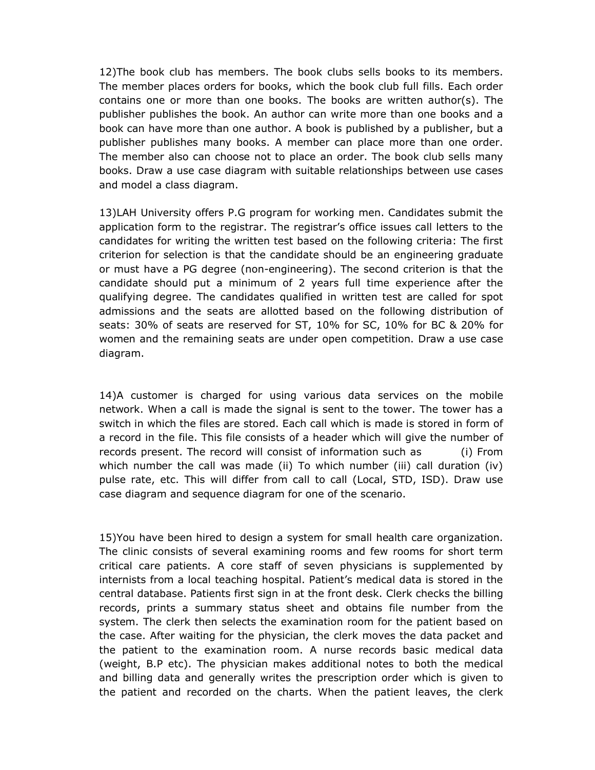12)The book club has members. The book clubs sells books to its members. The member places orders for books, which the book club full fills. Each order contains one or more than one books. The books are written author(s). The publisher publishes the book. An author can write more than one books and a book can have more than one author. A book is published by a publisher, but a publisher publishes many books. A member can place more than one order. The member also can choose not to place an order. The book club sells many books. Draw a use case diagram with suitable relationships between use cases and model a class diagram.

13)LAH University offers P.G program for working men. Candidates submit the application form to the registrar. The registrar's office issues call letters to the candidates for writing the written test based on the following criteria: The first criterion for selection is that the candidate should be an engineering graduate or must have a PG degree (non-engineering). The second criterion is that the candidate should put a minimum of 2 years full time experience after the qualifying degree. The candidates qualified in written test are called for spot admissions and the seats are allotted based on the following distribution of seats: 30% of seats are reserved for ST, 10% for SC, 10% for BC & 20% for women and the remaining seats are under open competition. Draw a use case diagram.

14)A customer is charged for using various data services on the mobile network. When a call is made the signal is sent to the tower. The tower has a switch in which the files are stored. Each call which is made is stored in form of a record in the file. This file consists of a header which will give the number of records present. The record will consist of information such as (i) From which number the call was made (ii) To which number (iii) call duration (iv) pulse rate, etc. This will differ from call to call (Local, STD, ISD). Draw use case diagram and sequence diagram for one of the scenario.

15)You have been hired to design a system for small health care organization. The clinic consists of several examining rooms and few rooms for short term critical care patients. A core staff of seven physicians is supplemented by internists from a local teaching hospital. Patient's medical data is stored in the central database. Patients first sign in at the front desk. Clerk checks the billing records, prints a summary status sheet and obtains file number from the system. The clerk then selects the examination room for the patient based on the case. After waiting for the physician, the clerk moves the data packet and the patient to the examination room. A nurse records basic medical data (weight, B.P etc). The physician makes additional notes to both the medical and billing data and generally writes the prescription order which is given to the patient and recorded on the charts. When the patient leaves, the clerk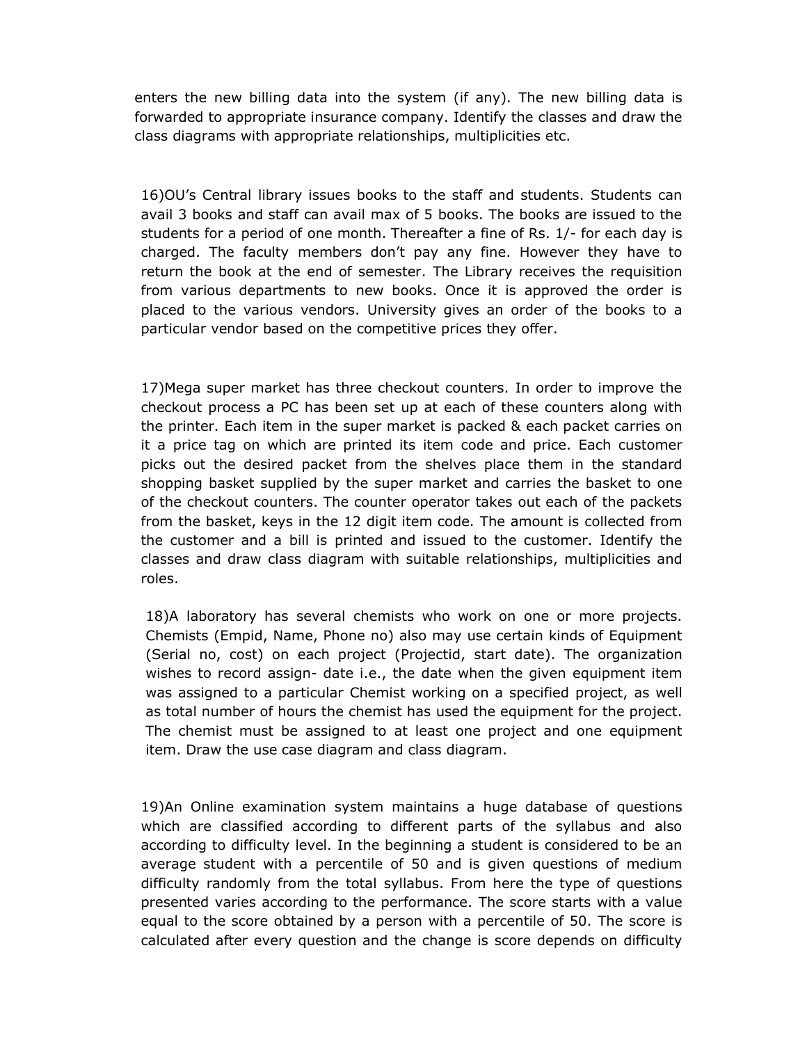enters the new billing data into the system (if any). The new billing data is forwarded to appropriate insurance company. Identify the classes and draw the class diagrams with appropriate relationships, multiplicities etc.

16)OU's Central library issues books to the staff and students. Students can avail 3 books and staff can avail max of 5 books. The books are issued to the students for a period of one month. Thereafter a fine of Rs. 1/- for each day is charged. The faculty members don't pay any fine. However they have to return the book at the end of semester. The Library receives the requisition from various departments to new books. Once it is approved the order is placed to the various vendors. University gives an order of the books to a particular vendor based on the competitive prices they offer.

17)Mega super market has three checkout counters. In order to improve the checkout process a PC has been set up at each of these counters along with the printer. Each item in the super market is packed & each packet carries on it a price tag on which are printed its item code and price. Each customer picks out the desired packet from the shelves place them in the standard shopping basket supplied by the super market and carries the basket to one of the checkout counters. The counter operator takes out each of the packets from the basket, keys in the 12 digit item code. The amount is collected from the customer and a bill is printed and issued to the customer. Identify the classes and draw class diagram with suitable relationships, multiplicities and roles.

18)A laboratory has several chemists who work on one or more projects. Chemists (Empid, Name, Phone no) also may use certain kinds of Equipment (Serial no, cost) on each project (Projectid, start date). The organization wishes to record assign- date i.e., the date when the given equipment item was assigned to a particular Chemist working on a specified project, as well as total number of hours the chemist has used the equipment for the project. The chemist must be assigned to at least one project and one equipment item. Draw the use case diagram and class diagram.

19)An Online examination system maintains a huge database of questions which are classified according to different parts of the syllabus and also according to difficulty level. In the beginning a student is considered to be an average student with a percentile of 50 and is given questions of medium difficulty randomly from the total syllabus. From here the type of questions presented varies according to the performance. The score starts with a value equal to the score obtained by a person with a percentile of 50. The score is calculated after every question and the change is score depends on difficulty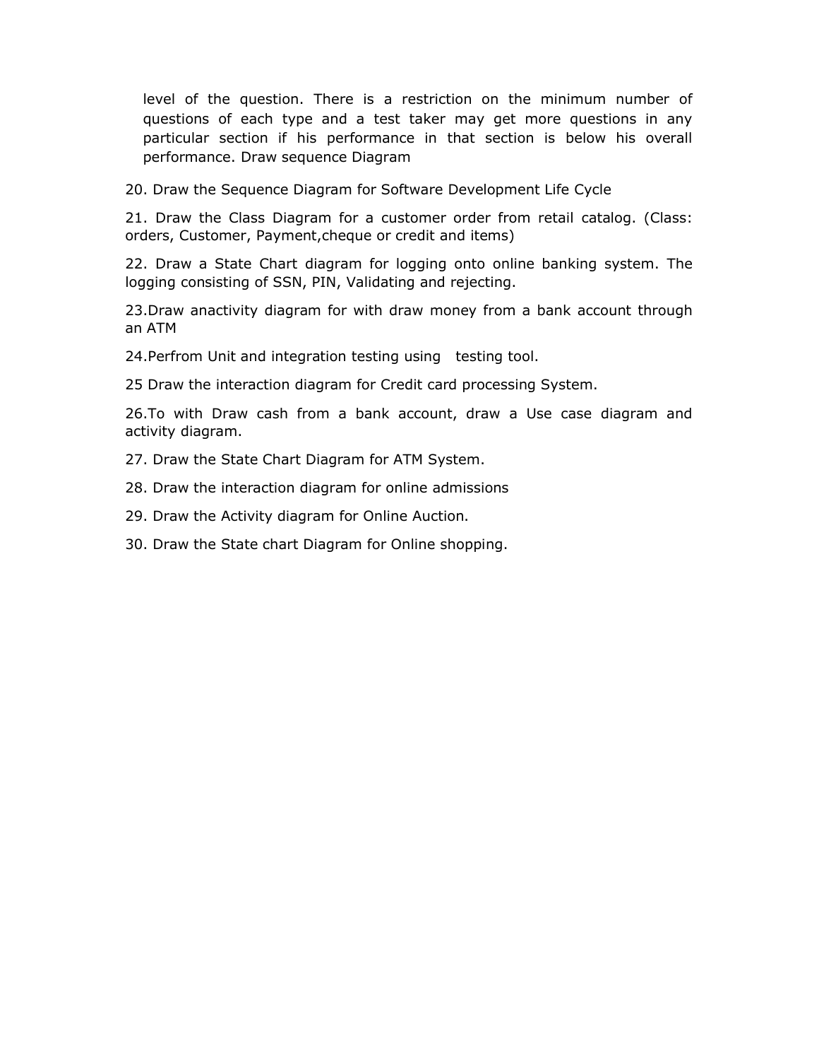level of the question. There is a restriction on the minimum number of questions of each type and a test taker may get more questions in any particular section if his performance in that section is below his overall performance. Draw sequence Diagram

20. Draw the Sequence Diagram for Software Development Life Cycle

21. Draw the Class Diagram for a customer order from retail catalog. (Class: orders, Customer, Payment,cheque or credit and items)

22. Draw a State Chart diagram for logging onto online banking system. The logging consisting of SSN, PIN, Validating and rejecting.

23.Draw anactivity diagram for with draw money from a bank account through an ATM

24.Perfrom Unit and integration testing using testing tool.

25 Draw the interaction diagram for Credit card processing System.

26.To with Draw cash from a bank account, draw a Use case diagram and activity diagram.

27. Draw the State Chart Diagram for ATM System.

28. Draw the interaction diagram for online admissions

29. Draw the Activity diagram for Online Auction.

30. Draw the State chart Diagram for Online shopping.